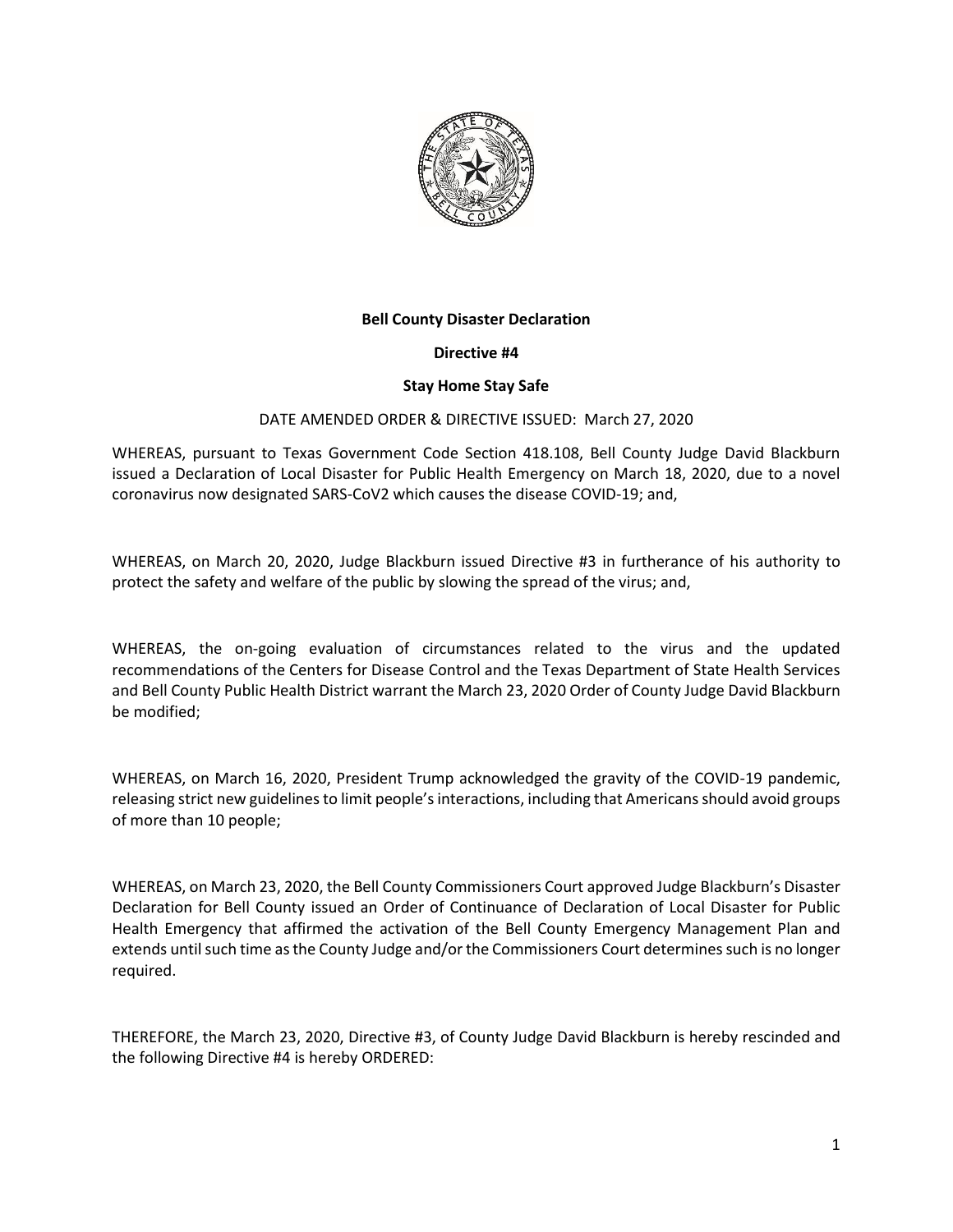**Bell County Disaster Declaration**

**Directive #4**

**Stay Home Stay Safe**

DATE AMENDED ORDER & DIRECTIVE ISSUED: March 27, 2020

WHEREAS, pursuant to Texas Government Code Section 418.108, Bell County Judge David Blackburn issued a Declaration of Local Disaster for Public Health Emergency on March 18, 2020, due to a novel coronavirus now designated SARS-CoV2 which causes the disease COVID-19; and,

WHEREAS, on March 20, 2020, Judge Blackburn issued Directive #3 in furtherance of his authority to protect the safety and welfare of the public by slowing the spread of the virus; and,

WHEREAS, the on-going evaluation of circumstances related to the virus and the updated recommendations of the Centers for Disease Control and the Texas Department of State Health Services and Bell County Public Health District warrant the March 23, 2020 Order of County Judge David Blackburn be modified;

WHEREAS, on March 16, 2020, President Trump acknowledged the gravity of the COVID-19 pandemic, releasing strict new guidelines to limit people's interactions, including that Americans should avoid groups of more than 10 people;

WHEREAS, on March 23, 2020, the Bell County Commissioners Court approved Judge Blackburn's Disaster Declaration for Bell County issued an Order of Continuance of Declaration of Local Disaster for Public Health Emergency that affirmed the activation of the Bell County Emergency Management Plan and extends until such time as the County Judge and/or the Commissioners Court determines such is no longer required.

THEREFORE, the March 23, 2020, Directive #3, of County Judge David Blackburn is hereby rescinded and the following Directive #4 is hereby ORDERED: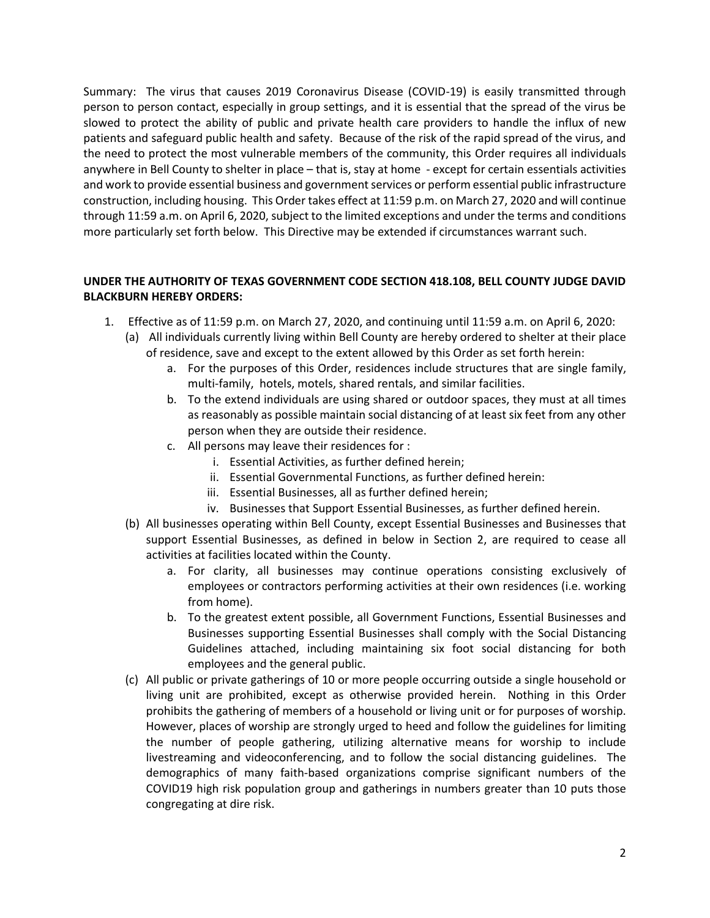Summary: The virus that causes 2019 Coronavirus Disease (COVID-19) is easily transmitted through person to person contact, especially in group settings, and it is essential that the spread of the virus be slowed to protect the ability of public and private health care providers to handle the influx of new patients and safeguard public health and safety. Because of the risk of the rapid spread of the virus, and the need to protect the most vulnerable members of the community, this Order requires all individuals anywhere in Bell County to shelter in place – that is, stay at home - except for certain essentials activities and work to provide essential business and government services or perform essential public infrastructure construction, including housing. This Order takes effect at 11:59 p.m. on March 27, 2020 and will continue through 11:59 a.m. on April 6, 2020, subject to the limited exceptions and under the terms and conditions more particularly set forth below. This Directive may be extended if circumstances warrant such.

**UNDER THE AUTHORITY OF TEXAS GOVERNMENT CODE SECTION 418.108, BELL COUNTY JUDGE DAVID BLACKBURN HEREBY ORDERS:**

1. Effective as of 11:59 p.m. on March 27, 2020, and continuing until 11:59 a.m. on April 6, 2020:
   - (a) All individuals currently living within Bell County are hereby ordered to shelter at their place of residence, save and except to the extent allowed by this Order as set forth herein:
     - a. For the purposes of this Order, residences include structures that are single family, multi-family, hotels, motels, shared rentals, and similar facilities.
     - b. To the extend individuals are using shared or outdoor spaces, they must at all times as reasonably as possible maintain social distancing of at least six feet from any other person when they are outside their residence.
     - c. All persons may leave their residences for :
       - i. Essential Activities, as further defined herein;
       - ii. Essential Governmental Functions, as further defined herein:
       - iii. Essential Businesses, all as further defined herein;
       - iv. Businesses that Support Essential Businesses, as further defined herein.
   - (b) All businesses operating within Bell County, except Essential Businesses and Businesses that support Essential Businesses, as defined in below in Section 2, are required to cease all activities at facilities located within the County.
     - a. For clarity, all businesses may continue operations consisting exclusively of employees or contractors performing activities at their own residences (i.e. working from home).
     - b. To the greatest extent possible, all Government Functions, Essential Businesses and Businesses supporting Essential Businesses shall comply with the Social Distancing Guidelines attached, including maintaining six foot social distancing for both employees and the general public.
   - (c) All public or private gatherings of 10 or more people occurring outside a single household or living unit are prohibited, except as otherwise provided herein. Nothing in this Order prohibits the gathering of members of a household or living unit or for purposes of worship. However, places of worship are strongly urged to heed and follow the guidelines for limiting the number of people gathering, utilizing alternative means for worship to include livestreaming and videoconferencing, and to follow the social distancing guidelines. The demographics of many faith-based organizations comprise significant numbers of the COVID19 high risk population group and gatherings in numbers greater than 10 puts those congregating at dire risk.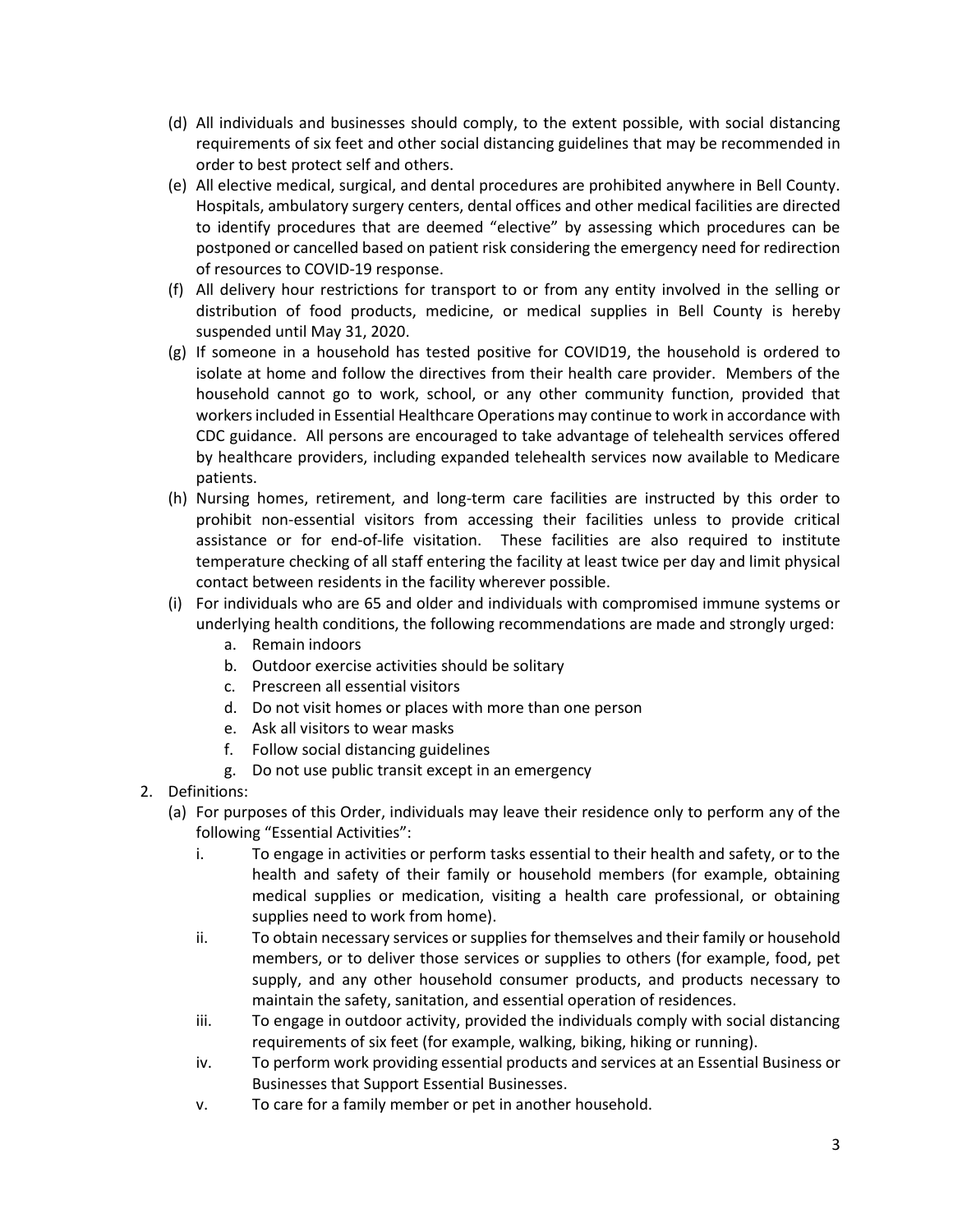(d) All individuals and businesses should comply, to the extent possible, with social distancing requirements of six feet and other social distancing guidelines that may be recommended in order to best protect self and others.

(e) All elective medical, surgical, and dental procedures are prohibited anywhere in Bell County. Hospitals, ambulatory surgery centers, dental offices and other medical facilities are directed to identify procedures that are deemed "elective" by assessing which procedures can be postponed or cancelled based on patient risk considering the emergency need for redirection of resources to COVID-19 response.

(f) All delivery hour restrictions for transport to or from any entity involved in the selling or distribution of food products, medicine, or medical supplies in Bell County is hereby suspended until May 31, 2020.

(g) If someone in a household has tested positive for COVID19, the household is ordered to isolate at home and follow the directives from their health care provider. Members of the household cannot go to work, school, or any other community function, provided that workers included in Essential Healthcare Operations may continue to work in accordance with CDC guidance. All persons are encouraged to take advantage of telehealth services offered by healthcare providers, including expanded telehealth services now available to Medicare patients.

(h) Nursing homes, retirement, and long-term care facilities are instructed by this order to prohibit non-essential visitors from accessing their facilities unless to provide critical assistance or for end-of-life visitation. These facilities are also required to institute temperature checking of all staff entering the facility at least twice per day and limit physical contact between residents in the facility wherever possible.

(i) For individuals who are 65 and older and individuals with compromised immune systems or underlying health conditions, the following recommendations are made and strongly urged:

   a. Remain indoors
   b. Outdoor exercise activities should be solitary
   c. Prescreen all essential visitors
   d. Do not visit homes or places with more than one person
   e. Ask all visitors to wear masks
   f. Follow social distancing guidelines
   g. Do not use public transit except in an emergency

2. Definitions:

   (a) For purposes of this Order, individuals may leave their residence only to perform any of the following "Essential Activities":

      i. To engage in activities or perform tasks essential to their health and safety, or to the health and safety of their family or household members (for example, obtaining medical supplies or medication, visiting a health care professional, or obtaining supplies need to work from home).

      ii. To obtain necessary services or supplies for themselves and their family or household members, or to deliver those services or supplies to others (for example, food, pet supply, and any other household consumer products, and products necessary to maintain the safety, sanitation, and essential operation of residences.

      iii. To engage in outdoor activity, provided the individuals comply with social distancing requirements of six feet (for example, walking, biking, hiking or running).

      iv. To perform work providing essential products and services at an Essential Business or Businesses that Support Essential Businesses.

      v. To care for a family member or pet in another household.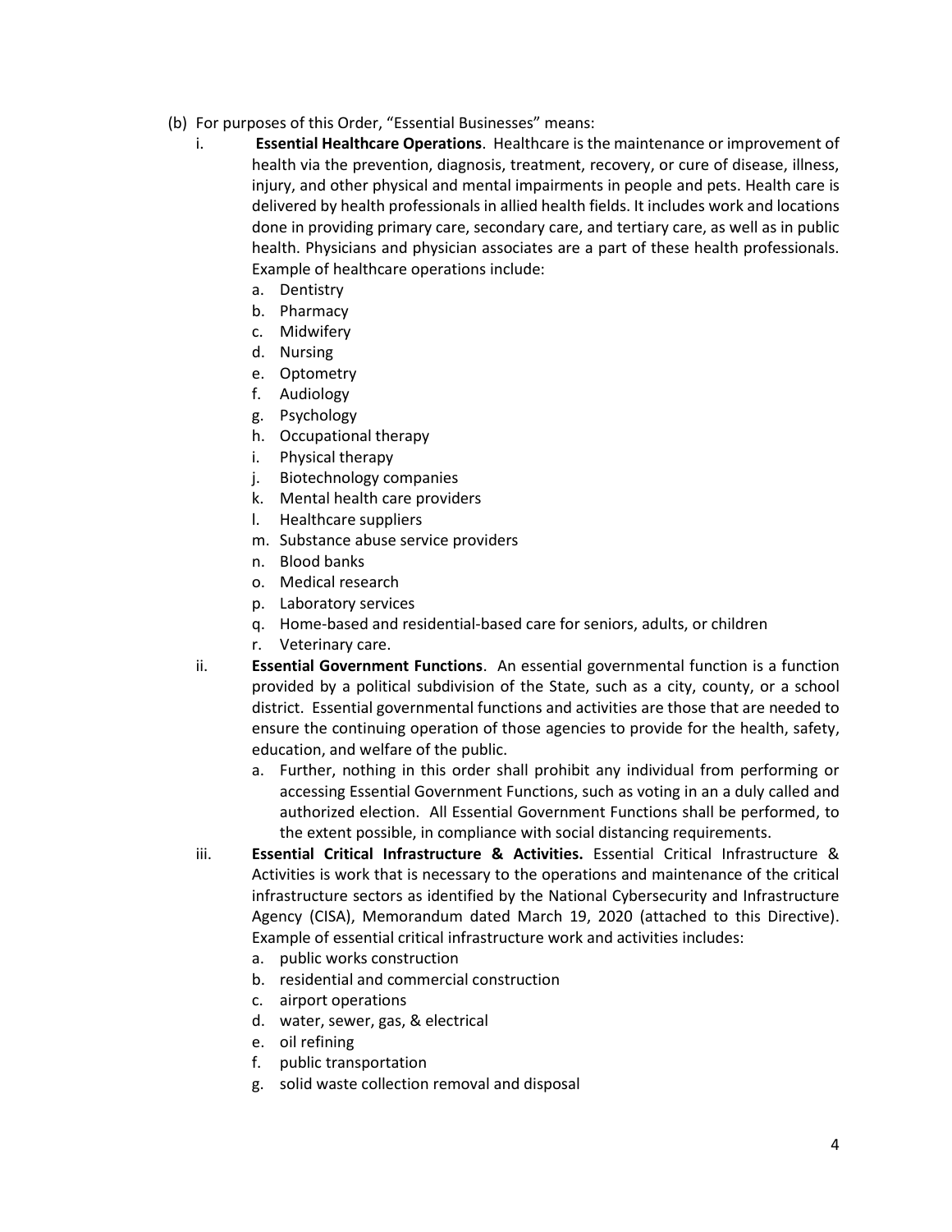(b) For purposes of this Order, "Essential Businesses" means:

i. **Essential Healthcare Operations**. Healthcare is the maintenance or improvement of health via the prevention, diagnosis, treatment, recovery, or cure of disease, illness, injury, and other physical and mental impairments in people and pets. Health care is delivered by health professionals in allied health fields. It includes work and locations done in providing primary care, secondary care, and tertiary care, as well as in public health. Physicians and physician associates are a part of these health professionals. Example of healthcare operations include:

   a. Dentistry
   b. Pharmacy
   c. Midwifery
   d. Nursing
   e. Optometry
   f. Audiology
   g. Psychology
   h. Occupational therapy
   i. Physical therapy
   j. Biotechnology companies
   k. Mental health care providers
   l. Healthcare suppliers
   m. Substance abuse service providers
   n. Blood banks
   o. Medical research
   p. Laboratory services
   q. Home-based and residential-based care for seniors, adults, or children
   r. Veterinary care.

ii. **Essential Government Functions**. An essential governmental function is a function provided by a political subdivision of the State, such as a city, county, or a school district. Essential governmental functions and activities are those that are needed to ensure the continuing operation of those agencies to provide for the health, safety, education, and welfare of the public.

   a. Further, nothing in this order shall prohibit any individual from performing or accessing Essential Government Functions, such as voting in an a duly called and authorized election. All Essential Government Functions shall be performed, to the extent possible, in compliance with social distancing requirements.

iii. **Essential Critical Infrastructure & Activities.** Essential Critical Infrastructure & Activities is work that is necessary to the operations and maintenance of the critical infrastructure sectors as identified by the National Cybersecurity and Infrastructure Agency (CISA), Memorandum dated March 19, 2020 (attached to this Directive). Example of essential critical infrastructure work and activities includes:

   a. public works construction
   b. residential and commercial construction
   c. airport operations
   d. water, sewer, gas, & electrical
   e. oil refining
   f. public transportation
   g. solid waste collection removal and disposal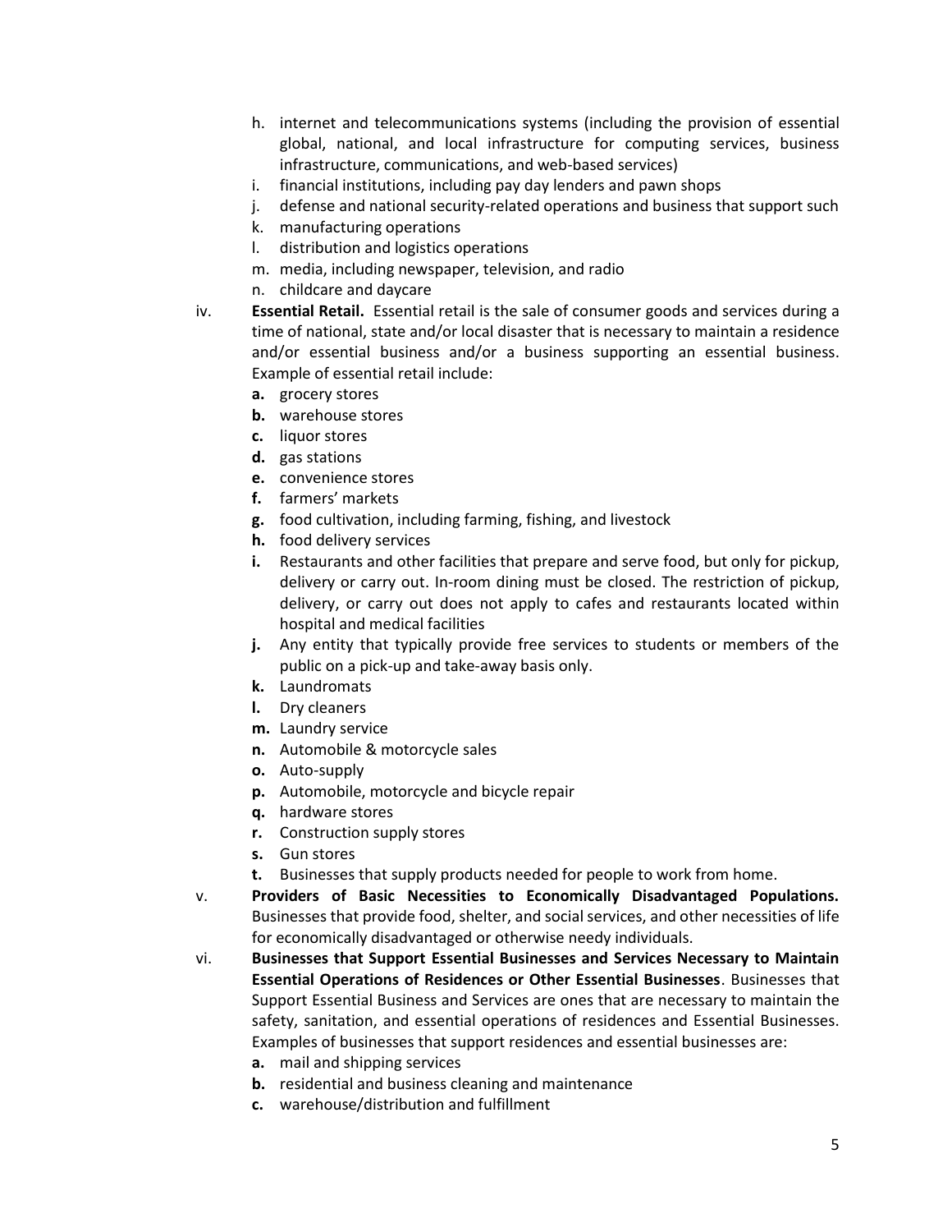h. internet and telecommunications systems (including the provision of essential global, national, and local infrastructure for computing services, business infrastructure, communications, and web-based services)
i. financial institutions, including pay day lenders and pawn shops
j. defense and national security-related operations and business that support such
k. manufacturing operations
l. distribution and logistics operations
m. media, including newspaper, television, and radio
n. childcare and daycare

iv. **Essential Retail.** Essential retail is the sale of consumer goods and services during a time of national, state and/or local disaster that is necessary to maintain a residence and/or essential business and/or a business supporting an essential business. Example of essential retail include:

**a.** grocery stores
**b.** warehouse stores
**c.** liquor stores
**d.** gas stations
**e.** convenience stores
**f.** farmers' markets
**g.** food cultivation, including farming, fishing, and livestock
**h.** food delivery services
**i.** Restaurants and other facilities that prepare and serve food, but only for pickup, delivery or carry out. In-room dining must be closed. The restriction of pickup, delivery, or carry out does not apply to cafes and restaurants located within hospital and medical facilities
**j.** Any entity that typically provide free services to students or members of the public on a pick-up and take-away basis only.
**k.** Laundromats
**l.** Dry cleaners
**m.** Laundry service
**n.** Automobile & motorcycle sales
**o.** Auto-supply
**p.** Automobile, motorcycle and bicycle repair
**q.** hardware stores
**r.** Construction supply stores
**s.** Gun stores
**t.** Businesses that supply products needed for people to work from home.

v. **Providers of Basic Necessities to Economically Disadvantaged Populations.** Businesses that provide food, shelter, and social services, and other necessities of life for economically disadvantaged or otherwise needy individuals.

vi. **Businesses that Support Essential Businesses and Services Necessary to Maintain Essential Operations of Residences or Other Essential Businesses**. Businesses that Support Essential Business and Services are ones that are necessary to maintain the safety, sanitation, and essential operations of residences and Essential Businesses. Examples of businesses that support residences and essential businesses are:

**a.** mail and shipping services
**b.** residential and business cleaning and maintenance
**c.** warehouse/distribution and fulfillment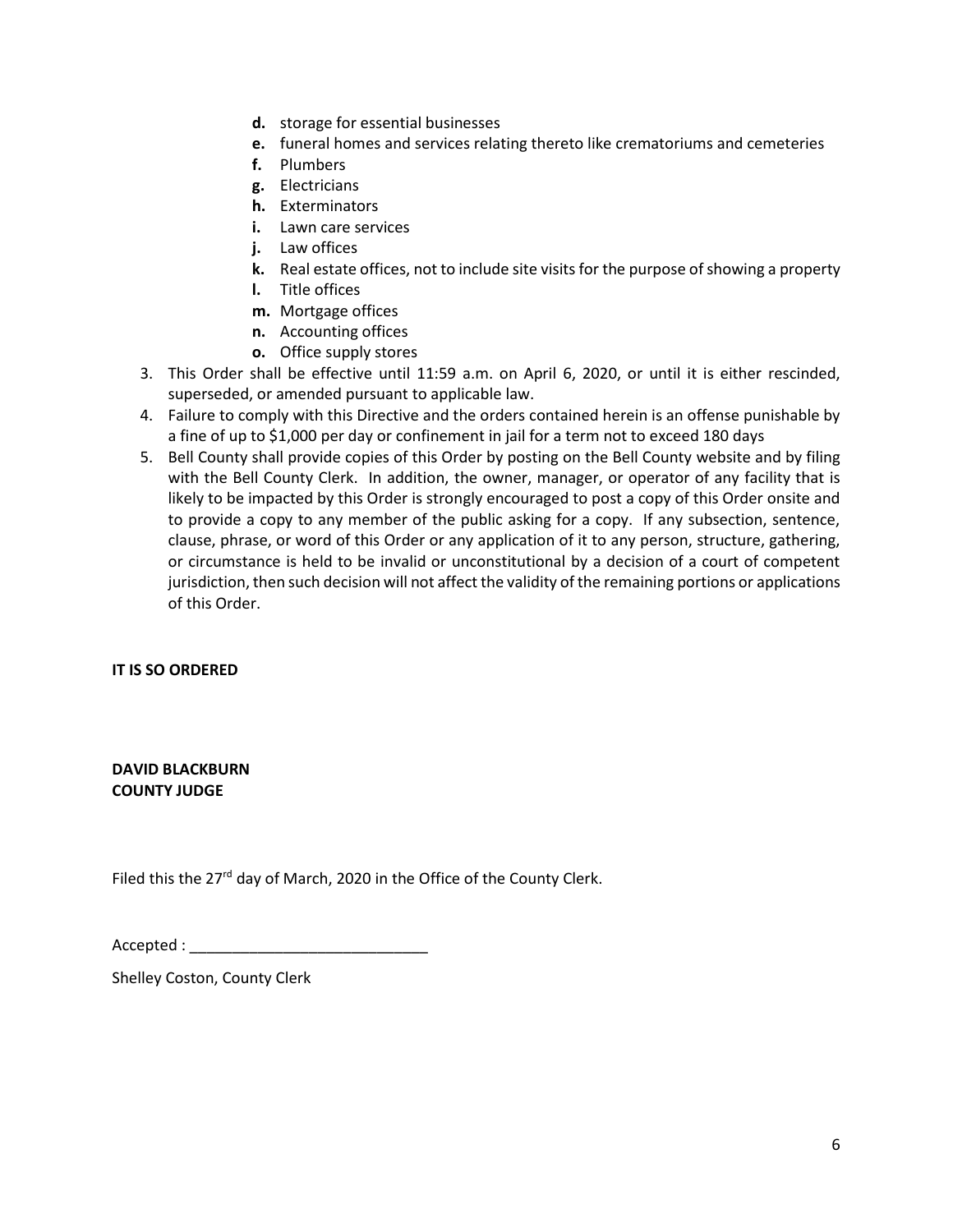- **d.** storage for essential businesses
- **e.** funeral homes and services relating thereto like crematoriums and cemeteries
- **f.** Plumbers
- **g.** Electricians
- **h.** Exterminators
- **i.** Lawn care services
- **j.** Law offices
- **k.** Real estate offices, not to include site visits for the purpose of showing a property
- **l.** Title offices
- **m.** Mortgage offices
- **n.** Accounting offices
- **o.** Office supply stores

3. This Order shall be effective until 11:59 a.m. on April 6, 2020, or until it is either rescinded, superseded, or amended pursuant to applicable law.
4. Failure to comply with this Directive and the orders contained herein is an offense punishable by a fine of up to $1,000 per day or confinement in jail for a term not to exceed 180 days
5. Bell County shall provide copies of this Order by posting on the Bell County website and by filing with the Bell County Clerk. In addition, the owner, manager, or operator of any facility that is likely to be impacted by this Order is strongly encouraged to post a copy of this Order onsite and to provide a copy to any member of the public asking for a copy. If any subsection, sentence, clause, phrase, or word of this Order or any application of it to any person, structure, gathering, or circumstance is held to be invalid or unconstitutional by a decision of a court of competent jurisdiction, then such decision will not affect the validity of the remaining portions or applications of this Order.

**IT IS SO ORDERED**

**DAVID BLACKBURN**
**COUNTY JUDGE**

Filed this the 27rd day of March, 2020 in the Office of the County Clerk.

Accepted : ___________________________

Shelley Coston, County Clerk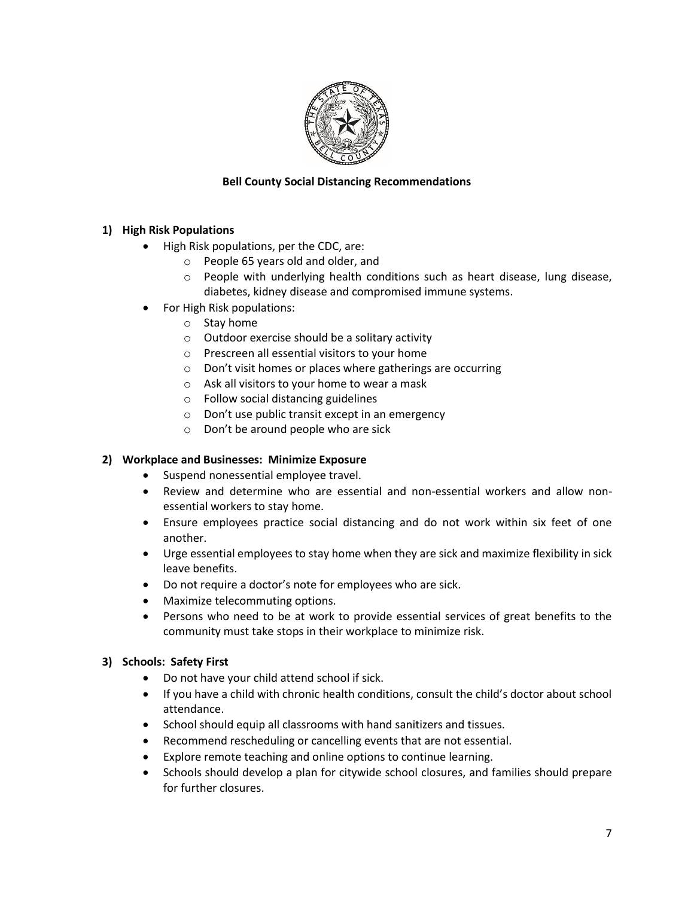**Bell County Social Distancing Recommendations**

**1) High Risk Populations**

- High Risk populations, per the CDC, are:
  - People 65 years old and older, and
  - People with underlying health conditions such as heart disease, lung disease, diabetes, kidney disease and compromised immune systems.
- For High Risk populations:
  - Stay home
  - Outdoor exercise should be a solitary activity
  - Prescreen all essential visitors to your home
  - Don't visit homes or places where gatherings are occurring
  - Ask all visitors to your home to wear a mask
  - Follow social distancing guidelines
  - Don't use public transit except in an emergency
  - Don't be around people who are sick

**2) Workplace and Businesses: Minimize Exposure**

- Suspend nonessential employee travel.
- Review and determine who are essential and non-essential workers and allow non-essential workers to stay home.
- Ensure employees practice social distancing and do not work within six feet of one another.
- Urge essential employees to stay home when they are sick and maximize flexibility in sick leave benefits.
- Do not require a doctor's note for employees who are sick.
- Maximize telecommuting options.
- Persons who need to be at work to provide essential services of great benefits to the community must take stops in their workplace to minimize risk.

**3) Schools: Safety First**

- Do not have your child attend school if sick.
- If you have a child with chronic health conditions, consult the child's doctor about school attendance.
- School should equip all classrooms with hand sanitizers and tissues.
- Recommend rescheduling or cancelling events that are not essential.
- Explore remote teaching and online options to continue learning.
- Schools should develop a plan for citywide school closures, and families should prepare for further closures.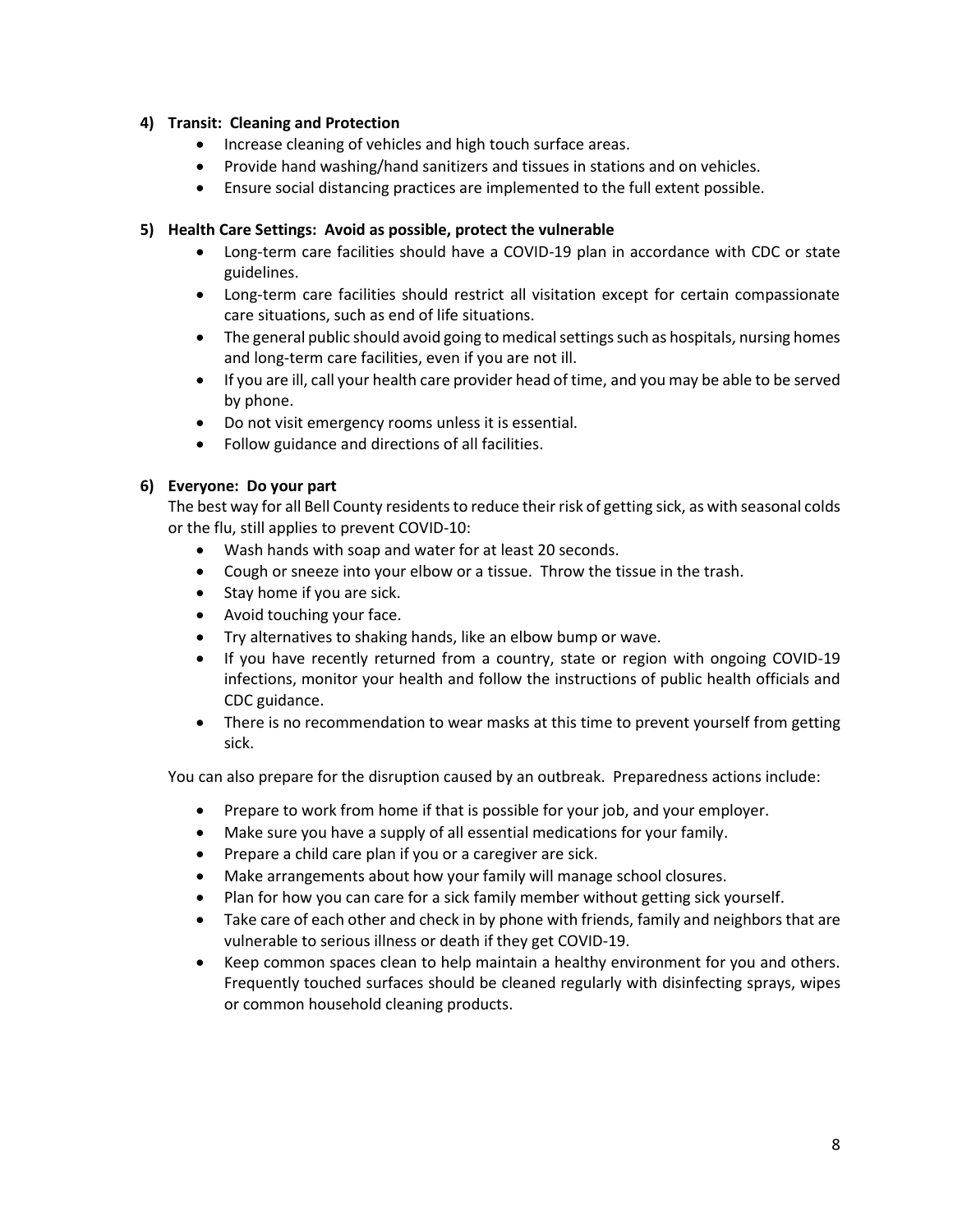**4) Transit: Cleaning and Protection**

- Increase cleaning of vehicles and high touch surface areas.
- Provide hand washing/hand sanitizers and tissues in stations and on vehicles.
- Ensure social distancing practices are implemented to the full extent possible.

**5) Health Care Settings: Avoid as possible, protect the vulnerable**

- Long-term care facilities should have a COVID-19 plan in accordance with CDC or state guidelines.
- Long-term care facilities should restrict all visitation except for certain compassionate care situations, such as end of life situations.
- The general public should avoid going to medical settings such as hospitals, nursing homes and long-term care facilities, even if you are not ill.
- If you are ill, call your health care provider head of time, and you may be able to be served by phone.
- Do not visit emergency rooms unless it is essential.
- Follow guidance and directions of all facilities.

**6) Everyone: Do your part**

The best way for all Bell County residents to reduce their risk of getting sick, as with seasonal colds or the flu, still applies to prevent COVID-10:

- Wash hands with soap and water for at least 20 seconds.
- Cough or sneeze into your elbow or a tissue. Throw the tissue in the trash.
- Stay home if you are sick.
- Avoid touching your face.
- Try alternatives to shaking hands, like an elbow bump or wave.
- If you have recently returned from a country, state or region with ongoing COVID-19 infections, monitor your health and follow the instructions of public health officials and CDC guidance.
- There is no recommendation to wear masks at this time to prevent yourself from getting sick.

You can also prepare for the disruption caused by an outbreak. Preparedness actions include:

- Prepare to work from home if that is possible for your job, and your employer.
- Make sure you have a supply of all essential medications for your family.
- Prepare a child care plan if you or a caregiver are sick.
- Make arrangements about how your family will manage school closures.
- Plan for how you can care for a sick family member without getting sick yourself.
- Take care of each other and check in by phone with friends, family and neighbors that are vulnerable to serious illness or death if they get COVID-19.
- Keep common spaces clean to help maintain a healthy environment for you and others. Frequently touched surfaces should be cleaned regularly with disinfecting sprays, wipes or common household cleaning products.